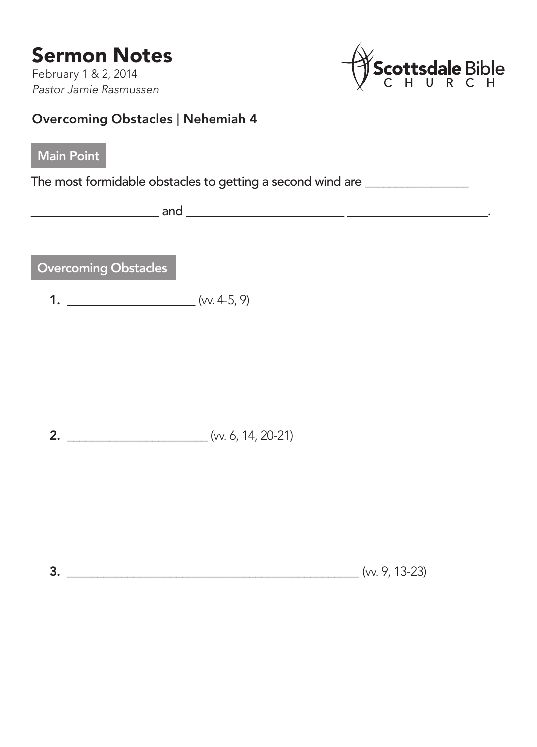# Sermon Notes

February 1 & 2, 2014

*Pastor Jamie Rasmussen*

Scottsdale Bible CHURCH

### Overcoming Obstacles | Nehemiah 4

## Main Point

The most formidable obstacles to getting a second wind are _______________ _________________ and _______________________ ____________________.

## Overcoming Obstacles

1. ___________________ (vv. 4-5, 9)

2. _____________________ (vv. 6, 14, 20-21)

3. ___________________________________________ (vv. 9, 13-23)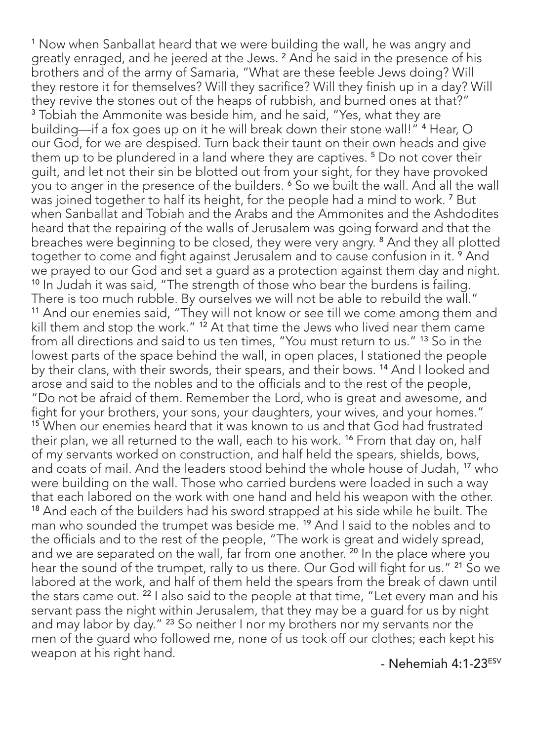[1] Now when Sanballat heard that we were building the wall, he was angry and greatly enraged, and he jeered at the Jews. [2] And he said in the presence of his brothers and of the army of Samaria, "What are these feeble Jews doing? Will they restore it for themselves? Will they sacrifice? Will they finish up in a day? Will they revive the stones out of the heaps of rubbish, and burned ones at that?" [3] Tobiah the Ammonite was beside him, and he said, "Yes, what they are building—if a fox goes up on it he will break down their stone wall!" [4] Hear, O our God, for we are despised. Turn back their taunt on their own heads and give them up to be plundered in a land where they are captives. [5] Do not cover their guilt, and let not their sin be blotted out from your sight, for they have provoked you to anger in the presence of the builders. [6] So we built the wall. And all the wall was joined together to half its height, for the people had a mind to work. [7] But when Sanballat and Tobiah and the Arabs and the Ammonites and the Ashdodites heard that the repairing of the walls of Jerusalem was going forward and that the breaches were beginning to be closed, they were very angry. [8] And they all plotted together to come and fight against Jerusalem and to cause confusion in it. [9] And we prayed to our God and set a guard as a protection against them day and night. [10] In Judah it was said, "The strength of those who bear the burdens is failing. There is too much rubble. By ourselves we will not be able to rebuild the wall." [11] And our enemies said, "They will not know or see till we come among them and kill them and stop the work." [12] At that time the Jews who lived near them came from all directions and said to us ten times, "You must return to us." [13] So in the lowest parts of the space behind the wall, in open places, I stationed the people by their clans, with their swords, their spears, and their bows. [14] And I looked and arose and said to the nobles and to the officials and to the rest of the people, "Do not be afraid of them. Remember the Lord, who is great and awesome, and fight for your brothers, your sons, your daughters, your wives, and your homes." [15] When our enemies heard that it was known to us and that God had frustrated their plan, we all returned to the wall, each to his work. [16] From that day on, half of my servants worked on construction, and half held the spears, shields, bows, and coats of mail. And the leaders stood behind the whole house of Judah, [17] who were building on the wall. Those who carried burdens were loaded in such a way that each labored on the work with one hand and held his weapon with the other. [18] And each of the builders had his sword strapped at his side while he built. The man who sounded the trumpet was beside me. [19] And I said to the nobles and to the officials and to the rest of the people, "The work is great and widely spread, and we are separated on the wall, far from one another. [20] In the place where you hear the sound of the trumpet, rally to us there. Our God will fight for us." [21] So we labored at the work, and half of them held the spears from the break of dawn until the stars came out. [22] I also said to the people at that time, "Let every man and his servant pass the night within Jerusalem, that they may be a guard for us by night and may labor by day." [23] So neither I nor my brothers nor my servants nor the men of the guard who followed me, none of us took off our clothes; each kept his weapon at his right hand.

- Nehemiah 4:1-23[ESV]